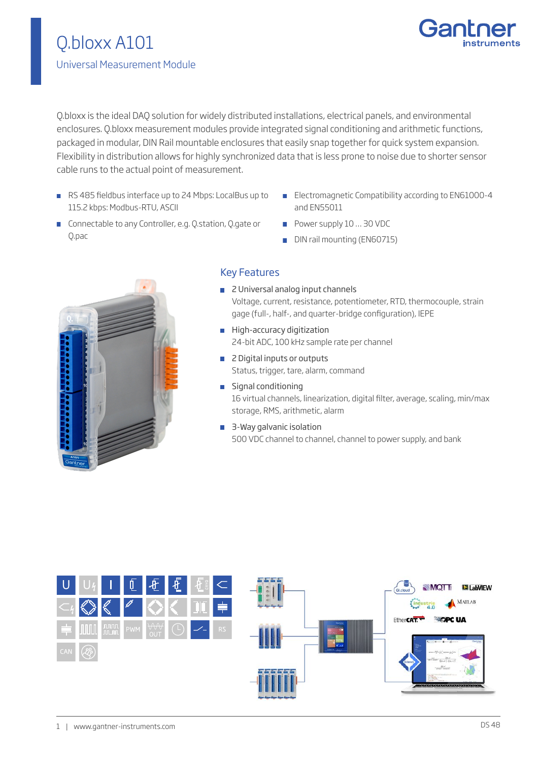# Q.bloxx A101

## Universal Measurement Module

Q.bloxx is the ideal DAQ solution for widely distributed installations, electrical panels, and environmental enclosures. Q.bloxx measurement modules provide integrated signal conditioning and arithmetic functions, packaged in modular, DIN Rail mountable enclosures that easily snap together for quick system expansion. Flexibility in distribution allows for highly synchronized data that is less prone to noise due to shorter sensor cable runs to the actual point of measurement.

- RS 485 fieldbus interface up to 24 Mbps: LocalBus up to 115.2 kbps: Modbus-RTU, ASCII
- Connectable to any Controller, e.g. Q.station, Q.gate or Q.pac
- Electromagnetic Compatibility according to EN61000-4 and EN55011
- Power supply 10 ... 30 VDC
- DIN rail mounting (EN60715)

## Key Features

- 2 Universal analog input channels
  Voltage, current, resistance, potentiometer, RTD, thermocouple, strain gage (full-, half-, and quarter-bridge configuration), IEPE
- High-accuracy digitization
  24-bit ADC, 100 kHz sample rate per channel
- 2 Digital inputs or outputs
  Status, trigger, tare, alarm, command
- Signal conditioning
  16 virtual channels, linearization, digital filter, average, scaling, min/max storage, RMS, arithmetic, alarm
- 3-Way galvanic isolation
  500 VDC channel to channel, channel to power supply, and bank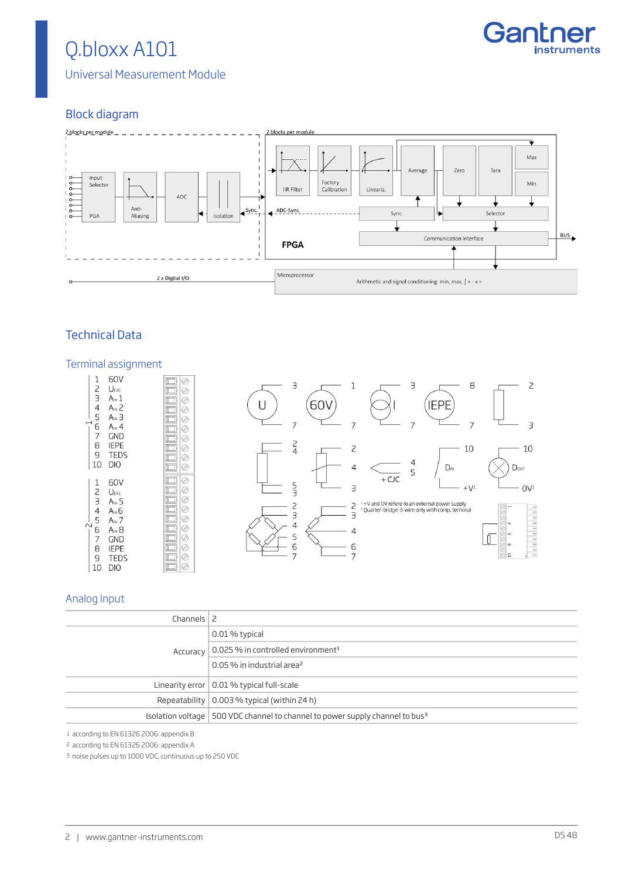# Q.bloxx A101

Universal Measurement Module

## Block diagram

2 blocks per module

Input Selector

PGA

Anti-Aliasing

ADC

Isolation

Sync.

2 blocks per module

IIR Filter

Factory Calibration

Lineariz.

Average

Zero

Tara

Max

Min

ADC-Sync.

Sync.

Selector

Communication Interface

BUS

FPGA

2 x Digital I/O

Microprocessor

Arithmetic and signal conditioning: min, max, ∫ + - x ÷

## Technical Data

### Terminal assignment

| Block | Pin | Signal |
|---|---|---|
| 1 | 1 | 60V |
| | 2 | $U_{EXC}$ |
| | 3 | $A_{IN}$ 1 |
| | 4 | $A_{IN}$ 2 |
| | 5 | $A_{IN}$ 3 |
| | 6 | $A_{IN}$ 4 |
| | 7 | GND |
| | 8 | IEPE |
| | 9 | TEDS |
| | 10 | DIO |
| 2 | 1 | 60V |
| | 2 | $U_{EXC}$ |
| | 3 | $A_{IN}$ 5 |
| | 4 | $A_{IN}$ 6 |
| | 5 | $A_{IN}$ 7 |
| | 6 | $A_{IN}$ 8 |
| | 7 | GND |
| | 8 | IEPE |
| | 9 | TEDS |
| | 10 | DIO |

[1] +V and 0V refere to an external power supply

[2] Quarter-bridge-3-wire only with comp. terminal

### Analog Input

| | |
|---|---|
| Channels | 2 |
| Accuracy | 0.01 % typical |
| | 0.025 % in controlled environment[1] |
| | 0.05 % in industrial area[2] |
| Linearity error | 0.01 % typical full-scale |
| Repeatability | 0.003 % typical (within 24 h) |
| Isolation voltage | 500 VDC channel to channel to power supply channel to bus[3] |

1 according to EN 61326 2006: appendix B

2 according to EN 61326 2006: appendix A

3 noise pulses up to 1000 VDC, continuous up to 250 VDC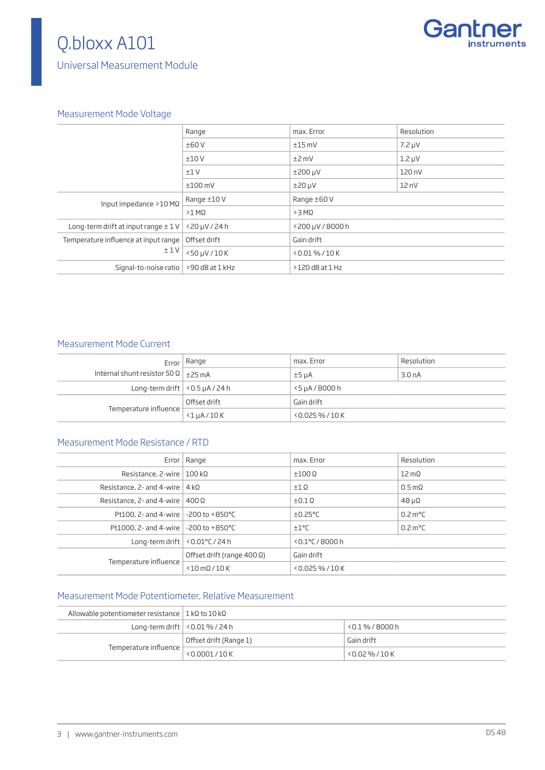# Q.bloxx A101

## Universal Measurement Module

### Measurement Mode Voltage

| | Range | max. Error | Resolution |
|---|---|---|---|
| | ±60 V | ±15 mV | 7.2 µV |
| | ±10 V | ±2 mV | 1.2 µV |
| | ±1 V | ±200 µV | 120 nV |
| | ±100 mV | ±20 µV | 12 nV |
| Input impedance >10 MΩ | Range ±10 V | Range ±60 V | |
| | >1 MΩ | >3 MΩ | |
| Long-term drift at input range ± 1 V | <20 µV / 24 h | <200 µV / 8000 h | |
| Temperature influence at input range ± 1 V | Offset drift | Gain drift | |
| | <50 µV / 10 K | <0.01 % / 10 K | |
| Signal-to-noise ratio | >90 dB at 1 kHz | >120 dB at 1 Hz | |

### Measurement Mode Current

| Error | Range | max. Error | Resolution |
|---|---|---|---|
| Internal shunt resistor 50 Ω | ±25 mA | ±5 µA | 3.0 nA |
| Long-term drift | <0.5 µA / 24 h | <5 µA / 8000 h | |
| Temperature influence | Offset drift | Gain drift | |
| | <1 µA / 10 K | <0.025 % / 10 K | |

### Measurement Mode Resistance / RTD

| Error | Range | max. Error | Resolution |
|---|---|---|---|
| Resistance, 2-wire | 100 kΩ | ±100 Ω | 12 mΩ |
| Resistance, 2- and 4-wire | 4 kΩ | ±1 Ω | 0.5 mΩ |
| Resistance, 2- and 4-wire | 400 Ω | ±0.1 Ω | 48 µΩ |
| Pt100, 2- and 4-wire | -200 to +850°C | ±0.25°C | 0.2 m°C |
| Pt1000, 2- and 4-wire | -200 to +850°C | ±1°C | 0.2 m°C |
| Long-term drift | <0.01°C / 24 h | <0.1°C / 8000 h | |
| Temperature influence | Offset drift (range 400 Ω) | Gain drift | |
| | <10 mΩ / 10 K | <0.025 % / 10 K | |

### Measurement Mode Potentiometer, Relative Measurement

| | | |
|---|---|---|
| Allowable potentiometer resistance | 1 kΩ to 10 kΩ | |
| Long-term drift | <0.01 % / 24 h | <0.1 % / 8000 h |
| Temperature influence | Offset drift (Range 1) | Gain drift |
| | <0.0001 / 10 K | <0.02 % / 10 K |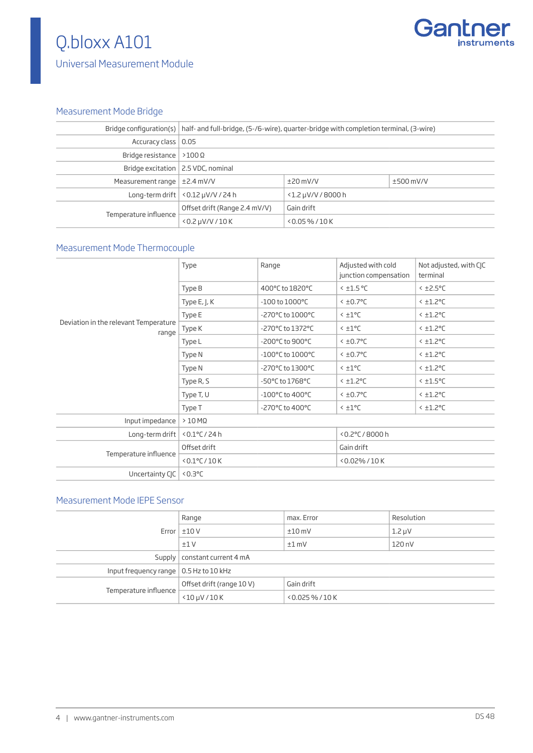# Q.bloxx A101

## Universal Measurement Module

### Measurement Mode Bridge

| | | | |
|---|---|---|---|
| Bridge configuration(s) | half- and full-bridge, (5-/6-wire), quarter-bridge with completion terminal, (3-wire) | | |
| Accuracy class | 0.05 | | |
| Bridge resistance | >100 Ω | | |
| Bridge excitation | 2.5 VDC, nominal | | |
| Measurement range | ±2.4 mV/V | ±20 mV/V | ±500 mV/V |
| Long-term drift | <0.12 µV/V / 24 h | <1.2 µV/V / 8000 h | |
| Temperature influence | Offset drift (Range 2.4 mV/V) | Gain drift | |
| | <0.2 µV/V / 10 K | <0.05 % / 10 K | |

### Measurement Mode Thermocouple

| | Type | Range | Adjusted with cold junction compensation | Not adjusted, with CJC terminal |
|---|---|---|---|---|
| Deviation in the relevant Temperature range | Type B | 400°C to 1820°C | < ±1.5 °C | < ±2.5°C |
| | Type E, J, K | -100 to 1000°C | < ±0.7°C | < ±1.2°C |
| | Type E | -270°C to 1000°C | < ±1°C | < ±1.2°C |
| | Type K | -270°C to 1372°C | < ±1°C | < ±1.2°C |
| | Type L | -200°C to 900°C | < ±0.7°C | < ±1.2°C |
| | Type N | -100°C to 1000°C | < ±0.7°C | < ±1.2°C |
| | Type N | -270°C to 1300°C | < ±1°C | < ±1.2°C |
| | Type R, S | -50°C to 1768°C | < ±1.2°C | < ±1.5°C |
| | Type T, U | -100°C to 400°C | < ±0.7°C | < ±1.2°C |
| | Type T | -270°C to 400°C | < ±1°C | < ±1.2°C |
| Input impedance | > 10 MΩ | | | |
| Long-term drift | <0.1°C / 24 h | | <0.2°C / 8000 h | |
| Temperature influence | Offset drift | | Gain drift | |
| | <0.1°C / 10 K | | <0.02% / 10 K | |
| Uncertainty CJC | <0.3°C | | | |

### Measurement Mode IEPE Sensor

| | | | |
|---|---|---|---|
| Error | Range | max. Error | Resolution |
| | ±10 V | ±10 mV | 1.2 µV |
| | ±1 V | ±1 mV | 120 nV |
| Supply | constant current 4 mA | | |
| Input frequency range | 0.5 Hz to 10 kHz | | |
| Temperature influence | Offset drift (range 10 V) | Gain drift | |
| | <10 µV / 10 K | <0.025 % / 10 K | |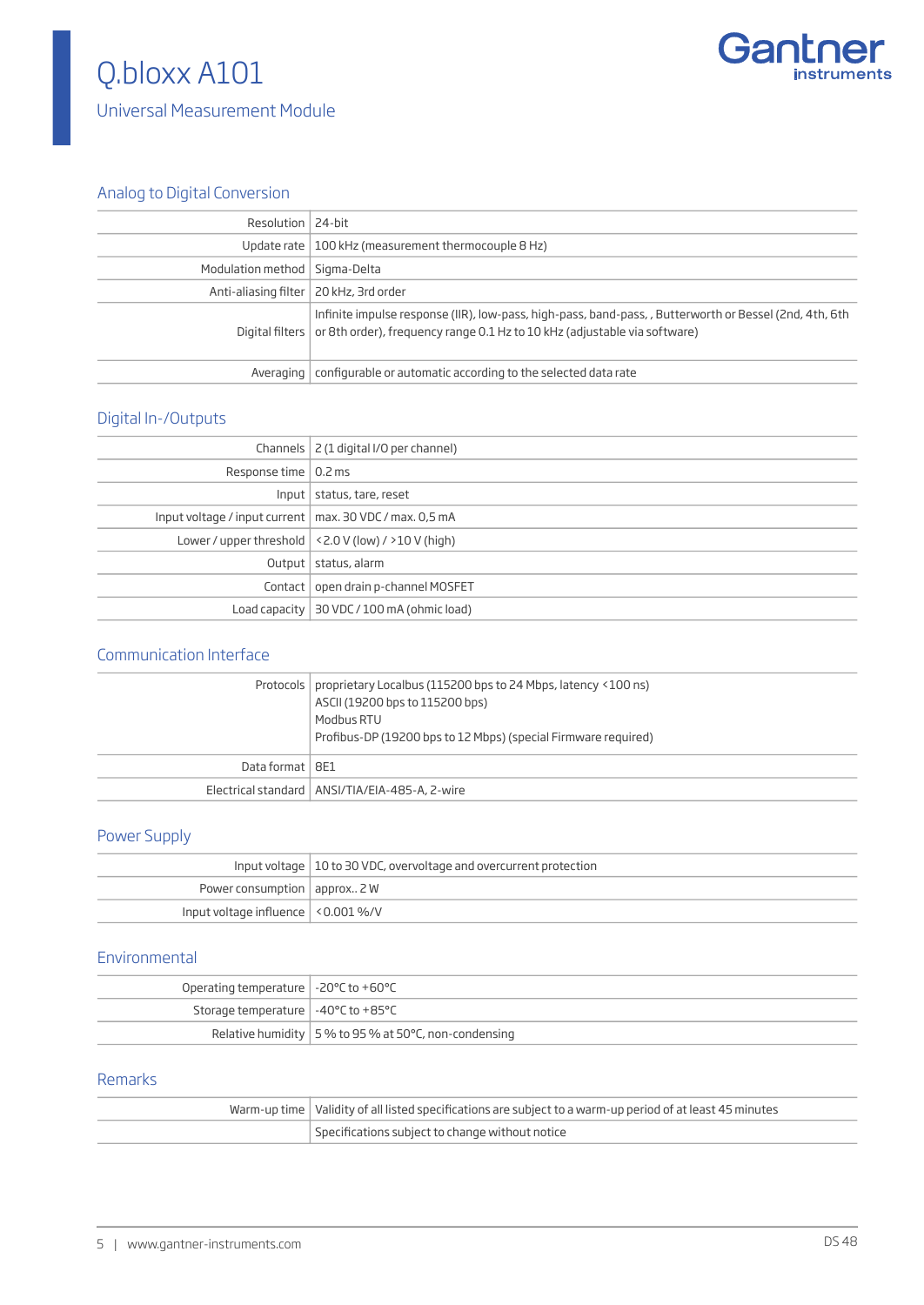# Q.bloxx A101

## Universal Measurement Module

### Analog to Digital Conversion

| | |
|---:|---|
| Resolution | 24-bit |
| Update rate | 100 kHz (measurement thermocouple 8 Hz) |
| Modulation method | Sigma-Delta |
| Anti-aliasing filter | 20 kHz, 3rd order |
| Digital filters | Infinite impulse response (IIR), low-pass, high-pass, band-pass, , Butterworth or Bessel (2nd, 4th, 6th or 8th order), frequency range 0.1 Hz to 10 kHz (adjustable via software) |
| Averaging | configurable or automatic according to the selected data rate |

### Digital In-/Outputs

| | |
|---:|---|
| Channels | 2 (1 digital I/O per channel) |
| Response time | 0.2 ms |
| Input | status, tare, reset |
| Input voltage / input current | max. 30 VDC / max. 0,5 mA |
| Lower / upper threshold | <2.0 V (low) / >10 V (high) |
| Output | status, alarm |
| Contact | open drain p-channel MOSFET |
| Load capacity | 30 VDC / 100 mA (ohmic load) |

### Communication Interface

| | |
|---:|---|
| Protocols | proprietary Localbus (115200 bps to 24 Mbps, latency <100 ns)<br>ASCII (19200 bps to 115200 bps)<br>Modbus RTU<br>Profibus-DP (19200 bps to 12 Mbps) (special Firmware required) |
| Data format | 8E1 |
| Electrical standard | ANSI/TIA/EIA-485-A, 2-wire |

### Power Supply

| | |
|---:|---|
| Input voltage | 10 to 30 VDC, overvoltage and overcurrent protection |
| Power consumption | approx.. 2 W |
| Input voltage influence | <0.001 %/V |

### Environmental

| | |
|---:|---|
| Operating temperature | -20°C to +60°C |
| Storage temperature | -40°C to +85°C |
| Relative humidity | 5 % to 95 % at 50°C, non-condensing |

### Remarks

| | |
|---:|---|
| Warm-up time | Validity of all listed specifications are subject to a warm-up period of at least 45 minutes |
| | Specifications subject to change without notice |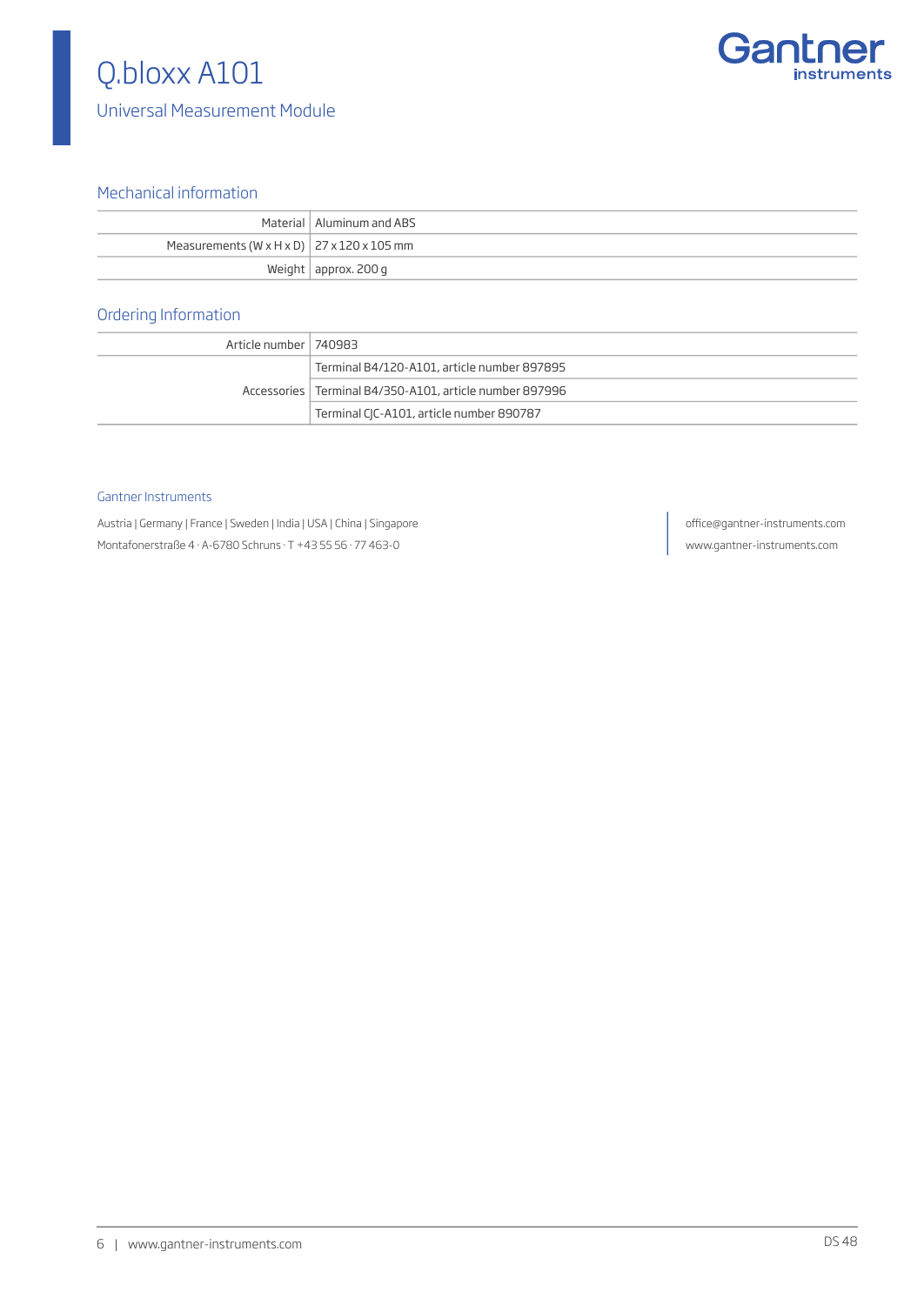## Mechanical information

| | |
|---|---|
| Material | Aluminum and ABS |
| Measurements (W x H x D) | 27 x 120 x 105 mm |
| Weight | approx. 200 g |

## Ordering Information

| | |
|---|---|
| Article number | 740983 |
| Accessories | Terminal B4/120-A101, article number 897895 |
| | Terminal B4/350-A101, article number 897996 |
| | Terminal CJC-A101, article number 890787 |

Gantner Instruments

Austria | Germany | France | Sweden | India | USA | China | Singapore
Montafonerstraße 4 · A-6780 Schruns · T +43 55 56 · 77 463-0

office@gantner-instruments.com
www.gantner-instruments.com